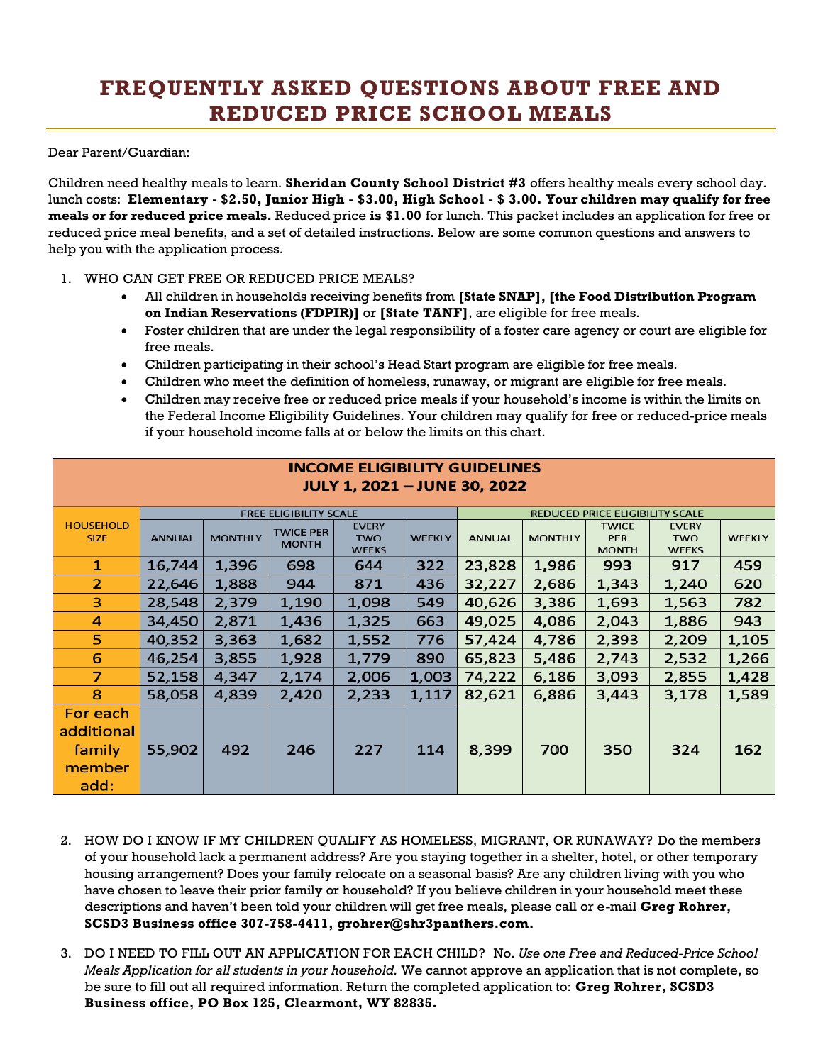# FREQUENTLY ASKED QUESTIONS ABOUT FREE AND REDUCED PRICE SCHOOL MEALS

Dear Parent/Guardian:

Children need healthy meals to learn. **Sheridan County School District #3** offers healthy meals every school day. lunch costs: **Elementary - $2.50, Junior High - $3.00, High School - $ 3.00. Your children may qualify for free meals or for reduced price meals.** Reduced price **is $1.00** for lunch. This packet includes an application for free or reduced price meal benefits, and a set of detailed instructions. Below are some common questions and answers to help you with the application process.

1. WHO CAN GET FREE OR REDUCED PRICE MEALS?
   - All children in households receiving benefits from **[State SNAP], [the Food Distribution Program on Indian Reservations (FDPIR)]** or **[State TANF]**, are eligible for free meals.
   - Foster children that are under the legal responsibility of a foster care agency or court are eligible for free meals.
   - Children participating in their school's Head Start program are eligible for free meals.
   - Children who meet the definition of homeless, runaway, or migrant are eligible for free meals.
   - Children may receive free or reduced price meals if your household's income is within the limits on the Federal Income Eligibility Guidelines. Your children may qualify for free or reduced-price meals if your household income falls at or below the limits on this chart.

**INCOME ELIGIBILITY GUIDELINES**
**JULY 1, 2021 – JUNE 30, 2022**

| HOUSEHOLD SIZE | FREE ELIGIBILITY SCALE | | | | | REDUCED PRICE ELIGIBILITY SCALE | | | | |
|---|---|---|---|---|---|---|---|---|---|---|
| | ANNUAL | MONTHLY | TWICE PER MONTH | EVERY TWO WEEKS | WEEKLY | ANNUAL | MONTHLY | TWICE PER MONTH | EVERY TWO WEEKS | WEEKLY |
| 1 | 16,744 | 1,396 | 698 | 644 | 322 | 23,828 | 1,986 | 993 | 917 | 459 |
| 2 | 22,646 | 1,888 | 944 | 871 | 436 | 32,227 | 2,686 | 1,343 | 1,240 | 620 |
| 3 | 28,548 | 2,379 | 1,190 | 1,098 | 549 | 40,626 | 3,386 | 1,693 | 1,563 | 782 |
| 4 | 34,450 | 2,871 | 1,436 | 1,325 | 663 | 49,025 | 4,086 | 2,043 | 1,886 | 943 |
| 5 | 40,352 | 3,363 | 1,682 | 1,552 | 776 | 57,424 | 4,786 | 2,393 | 2,209 | 1,105 |
| 6 | 46,254 | 3,855 | 1,928 | 1,779 | 890 | 65,823 | 5,486 | 2,743 | 2,532 | 1,266 |
| 7 | 52,158 | 4,347 | 2,174 | 2,006 | 1,003 | 74,222 | 6,186 | 3,093 | 2,855 | 1,428 |
| 8 | 58,058 | 4,839 | 2,420 | 2,233 | 1,117 | 82,621 | 6,886 | 3,443 | 3,178 | 1,589 |
| For each additional family member add: | 55,902 | 492 | 246 | 227 | 114 | 8,399 | 700 | 350 | 324 | 162 |

2. HOW DO I KNOW IF MY CHILDREN QUALIFY AS HOMELESS, MIGRANT, OR RUNAWAY? Do the members of your household lack a permanent address? Are you staying together in a shelter, hotel, or other temporary housing arrangement? Does your family relocate on a seasonal basis? Are any children living with you who have chosen to leave their prior family or household? If you believe children in your household meet these descriptions and haven't been told your children will get free meals, please call or e-mail **Greg Rohrer, SCSD3 Business office 307-758-4411, grohrer@shr3panthers.com.**

3. DO I NEED TO FILL OUT AN APPLICATION FOR EACH CHILD? No. *Use one Free and Reduced-Price School Meals Application for all students in your household.* We cannot approve an application that is not complete, so be sure to fill out all required information. Return the completed application to: **Greg Rohrer, SCSD3 Business office, PO Box 125, Clearmont, WY 82835.**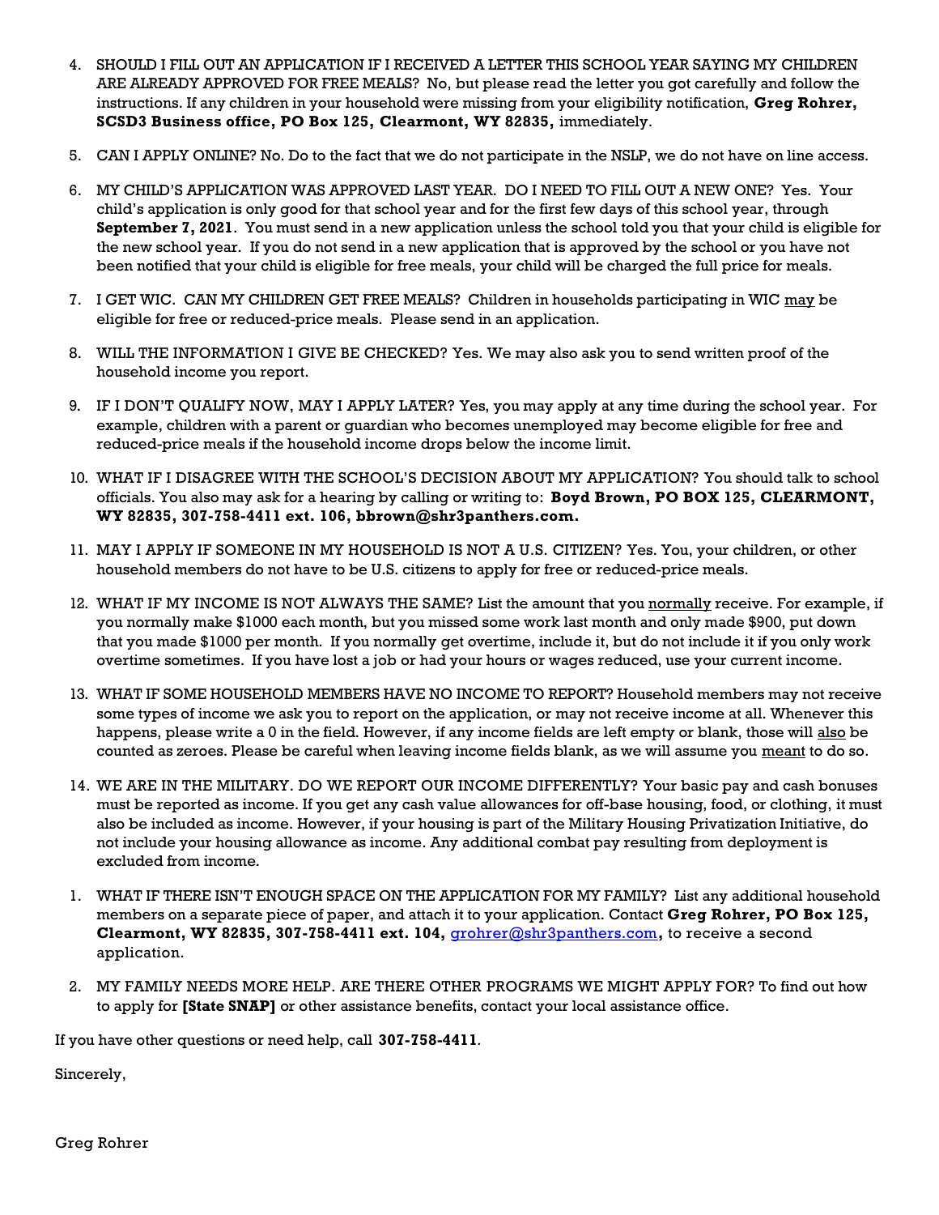4. SHOULD I FILL OUT AN APPLICATION IF I RECEIVED A LETTER THIS SCHOOL YEAR SAYING MY CHILDREN ARE ALREADY APPROVED FOR FREE MEALS? No, but please read the letter you got carefully and follow the instructions. If any children in your household were missing from your eligibility notification, **Greg Rohrer, SCSD3 Business office, PO Box 125, Clearmont, WY 82835,** immediately.

5. CAN I APPLY ONLINE? No. Do to the fact that we do not participate in the NSLP, we do not have on line access.

6. MY CHILD'S APPLICATION WAS APPROVED LAST YEAR. DO I NEED TO FILL OUT A NEW ONE? Yes. Your child's application is only good for that school year and for the first few days of this school year, through **September 7, 2021**. You must send in a new application unless the school told you that your child is eligible for the new school year. If you do not send in a new application that is approved by the school or you have not been notified that your child is eligible for free meals, your child will be charged the full price for meals.

7. I GET WIC. CAN MY CHILDREN GET FREE MEALS? Children in households participating in WIC <u>may</u> be eligible for free or reduced-price meals. Please send in an application.

8. WILL THE INFORMATION I GIVE BE CHECKED? Yes. We may also ask you to send written proof of the household income you report.

9. IF I DON'T QUALIFY NOW, MAY I APPLY LATER? Yes, you may apply at any time during the school year. For example, children with a parent or guardian who becomes unemployed may become eligible for free and reduced-price meals if the household income drops below the income limit.

10. WHAT IF I DISAGREE WITH THE SCHOOL'S DECISION ABOUT MY APPLICATION? You should talk to school officials. You also may ask for a hearing by calling or writing to: **Boyd Brown, PO BOX 125, CLEARMONT, WY 82835, 307-758-4411 ext. 106, bbrown@shr3panthers.com.**

11. MAY I APPLY IF SOMEONE IN MY HOUSEHOLD IS NOT A U.S. CITIZEN? Yes. You, your children, or other household members do not have to be U.S. citizens to apply for free or reduced-price meals.

12. WHAT IF MY INCOME IS NOT ALWAYS THE SAME? List the amount that you <u>normally</u> receive. For example, if you normally make $1000 each month, but you missed some work last month and only made $900, put down that you made $1000 per month. If you normally get overtime, include it, but do not include it if you only work overtime sometimes. If you have lost a job or had your hours or wages reduced, use your current income.

13. WHAT IF SOME HOUSEHOLD MEMBERS HAVE NO INCOME TO REPORT? Household members may not receive some types of income we ask you to report on the application, or may not receive income at all. Whenever this happens, please write a 0 in the field. However, if any income fields are left empty or blank, those will <u>also</u> be counted as zeroes. Please be careful when leaving income fields blank, as we will assume you <u>meant</u> to do so.

14. WE ARE IN THE MILITARY. DO WE REPORT OUR INCOME DIFFERENTLY? Your basic pay and cash bonuses must be reported as income. If you get any cash value allowances for off-base housing, food, or clothing, it must also be included as income. However, if your housing is part of the Military Housing Privatization Initiative, do not include your housing allowance as income. Any additional combat pay resulting from deployment is excluded from income.

1. WHAT IF THERE ISN'T ENOUGH SPACE ON THE APPLICATION FOR MY FAMILY? List any additional household members on a separate piece of paper, and attach it to your application. Contact **Greg Rohrer, PO Box 125, Clearmont, WY 82835, 307-758-4411 ext. 104,** grohrer@shr3panthers.com**,** to receive a second application.

2. MY FAMILY NEEDS MORE HELP. ARE THERE OTHER PROGRAMS WE MIGHT APPLY FOR? To find out how to apply for **[State SNAP]** or other assistance benefits, contact your local assistance office.

If you have other questions or need help, call **307-758-4411**.

Sincerely,

Greg Rohrer